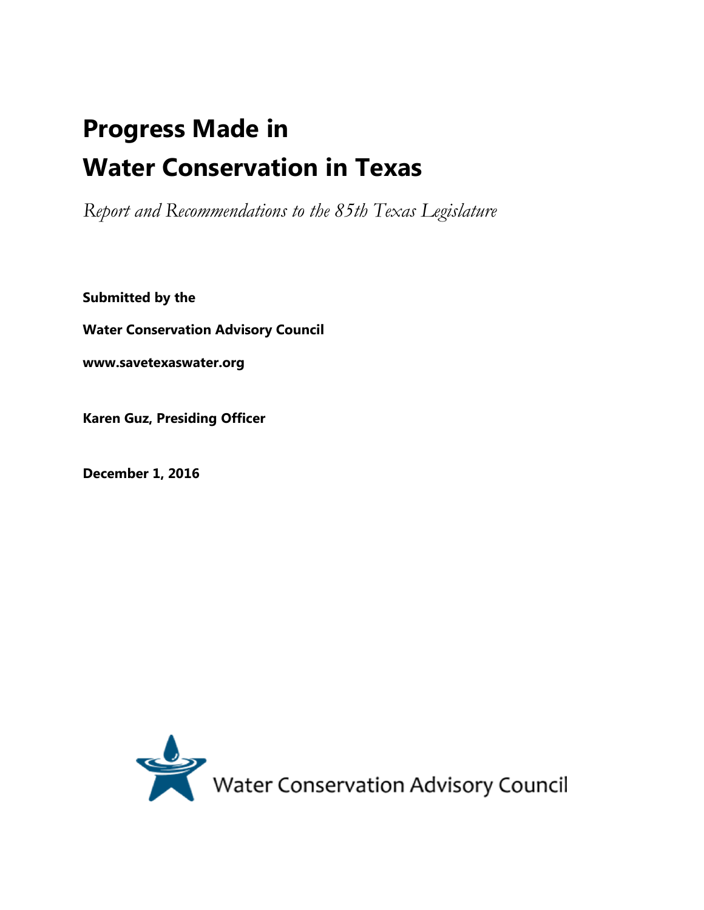# Progress Made in Water Conservation in Texas

*Report and Recommendations to the 85th Texas Legislature*

**Submitted by the**

**Water Conservation Advisory Council**

**www.savetexaswater.org**

**Karen Guz, Presiding Officer**

**December 1, 2016**

Water Conservation Advisory Council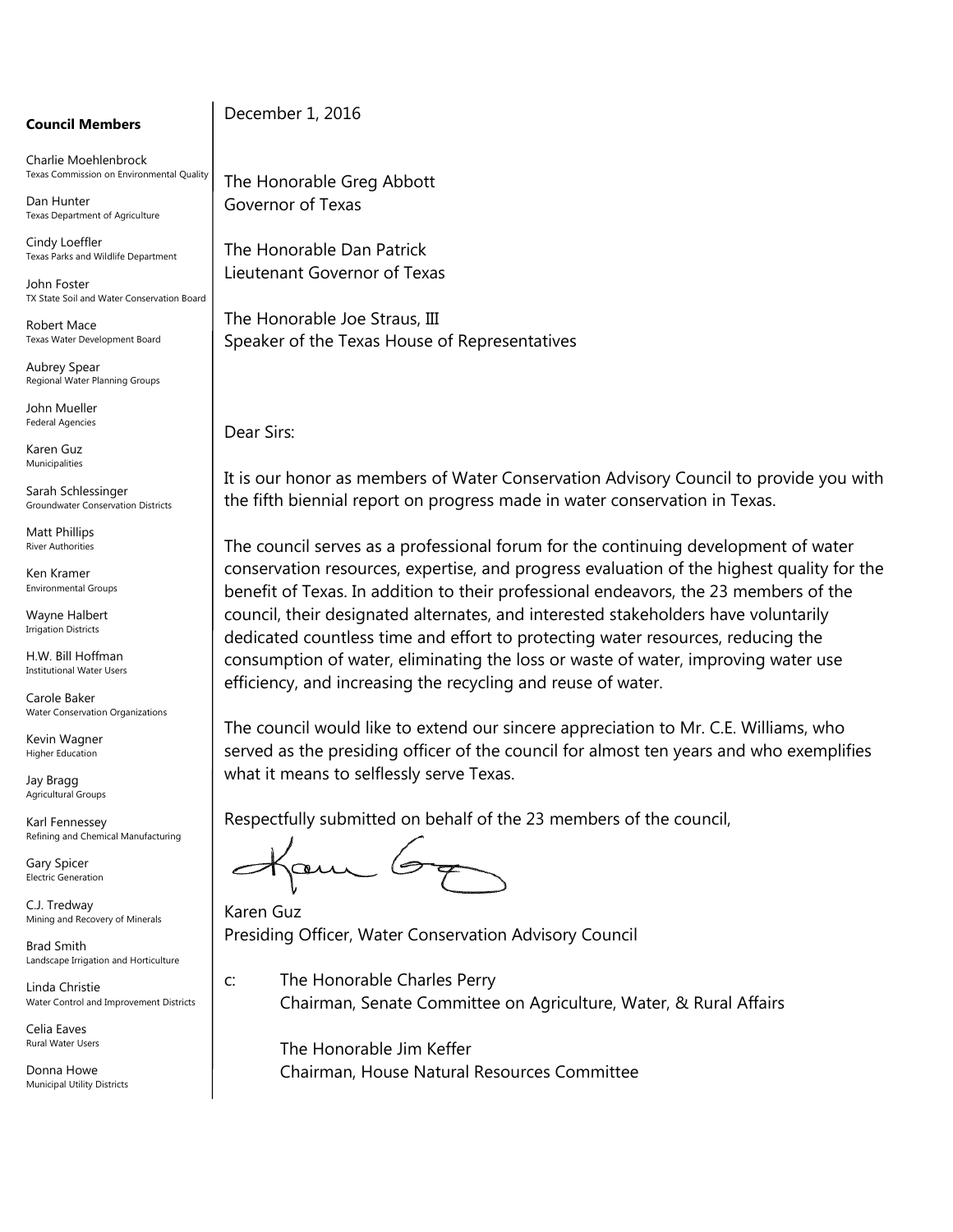**Council Members**

Charlie Moehlenbrock
Texas Commission on Environmental Quality

Dan Hunter
Texas Department of Agriculture

Cindy Loeffler
Texas Parks and Wildlife Department

John Foster
TX State Soil and Water Conservation Board

Robert Mace
Texas Water Development Board

Aubrey Spear
Regional Water Planning Groups

John Mueller
Federal Agencies

Karen Guz
Municipalities

Sarah Schlessinger
Groundwater Conservation Districts

Matt Phillips
River Authorities

Ken Kramer
Environmental Groups

Wayne Halbert
Irrigation Districts

H.W. Bill Hoffman
Institutional Water Users

Carole Baker
Water Conservation Organizations

Kevin Wagner
Higher Education

Jay Bragg
Agricultural Groups

Karl Fennessey
Refining and Chemical Manufacturing

Gary Spicer
Electric Generation

C.J. Tredway
Mining and Recovery of Minerals

Brad Smith
Landscape Irrigation and Horticulture

Linda Christie
Water Control and Improvement Districts

Celia Eaves
Rural Water Users

Donna Howe
Municipal Utility Districts

---

December 1, 2016

The Honorable Greg Abbott
Governor of Texas

The Honorable Dan Patrick
Lieutenant Governor of Texas

The Honorable Joe Straus, III
Speaker of the Texas House of Representatives

Dear Sirs:

It is our honor as members of Water Conservation Advisory Council to provide you with the fifth biennial report on progress made in water conservation in Texas.

The council serves as a professional forum for the continuing development of water conservation resources, expertise, and progress evaluation of the highest quality for the benefit of Texas. In addition to their professional endeavors, the 23 members of the council, their designated alternates, and interested stakeholders have voluntarily dedicated countless time and effort to protecting water resources, reducing the consumption of water, eliminating the loss or waste of water, improving water use efficiency, and increasing the recycling and reuse of water.

The council would like to extend our sincere appreciation to Mr. C.E. Williams, who served as the presiding officer of the council for almost ten years and who exemplifies what it means to selflessly serve Texas.

Respectfully submitted on behalf of the 23 members of the council,

Karen Guz
Presiding Officer, Water Conservation Advisory Council

c: The Honorable Charles Perry
Chairman, Senate Committee on Agriculture, Water, & Rural Affairs

The Honorable Jim Keffer
Chairman, House Natural Resources Committee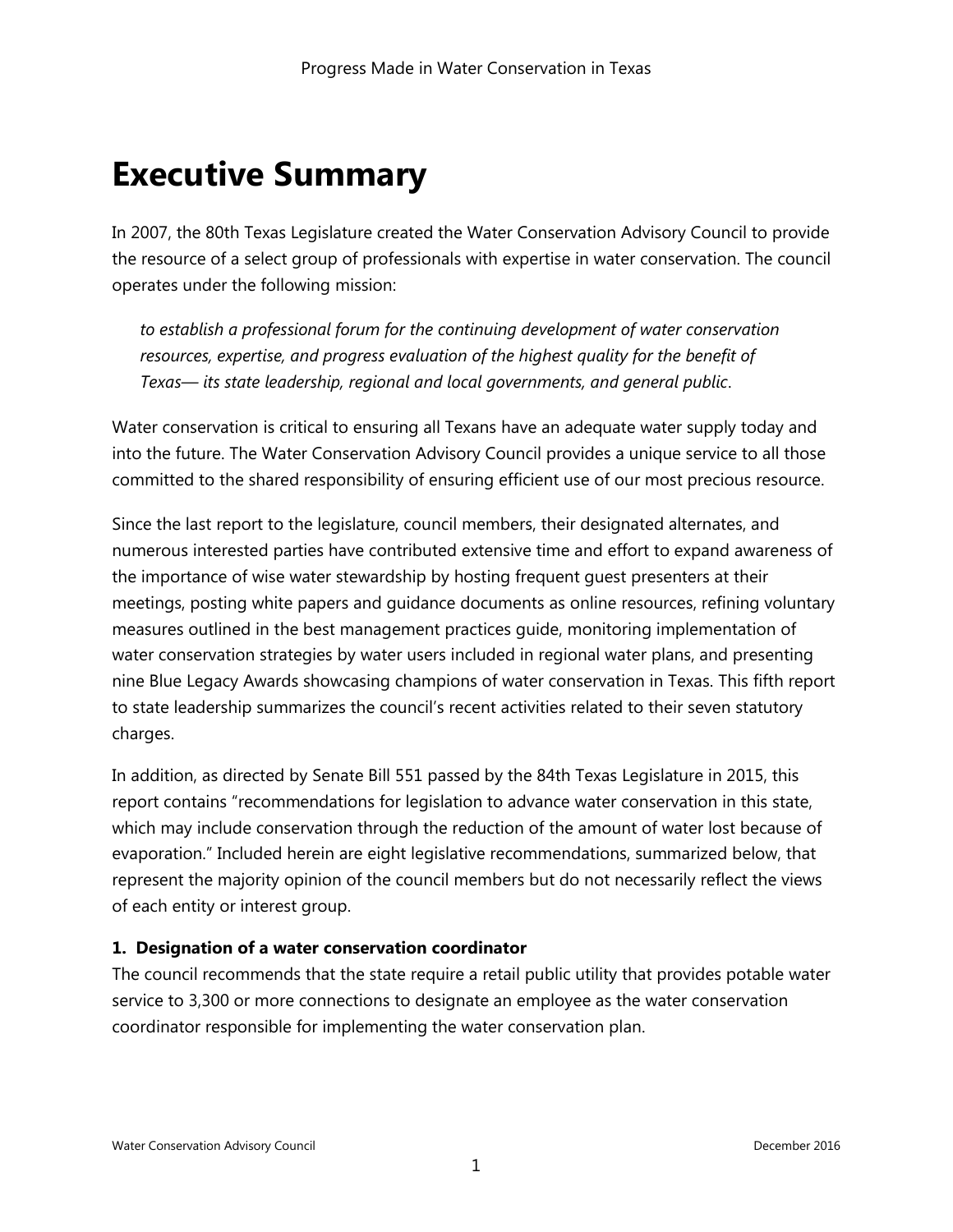# Executive Summary

In 2007, the 80th Texas Legislature created the Water Conservation Advisory Council to provide the resource of a select group of professionals with expertise in water conservation. The council operates under the following mission:

> *to establish a professional forum for the continuing development of water conservation resources, expertise, and progress evaluation of the highest quality for the benefit of Texas— its state leadership, regional and local governments, and general public*.

Water conservation is critical to ensuring all Texans have an adequate water supply today and into the future. The Water Conservation Advisory Council provides a unique service to all those committed to the shared responsibility of ensuring efficient use of our most precious resource.

Since the last report to the legislature, council members, their designated alternates, and numerous interested parties have contributed extensive time and effort to expand awareness of the importance of wise water stewardship by hosting frequent guest presenters at their meetings, posting white papers and guidance documents as online resources, refining voluntary measures outlined in the best management practices guide, monitoring implementation of water conservation strategies by water users included in regional water plans, and presenting nine Blue Legacy Awards showcasing champions of water conservation in Texas. This fifth report to state leadership summarizes the council's recent activities related to their seven statutory charges.

In addition, as directed by Senate Bill 551 passed by the 84th Texas Legislature in 2015, this report contains "recommendations for legislation to advance water conservation in this state, which may include conservation through the reduction of the amount of water lost because of evaporation." Included herein are eight legislative recommendations, summarized below, that represent the majority opinion of the council members but do not necessarily reflect the views of each entity or interest group.

**1. Designation of a water conservation coordinator**

The council recommends that the state require a retail public utility that provides potable water service to 3,300 or more connections to designate an employee as the water conservation coordinator responsible for implementing the water conservation plan.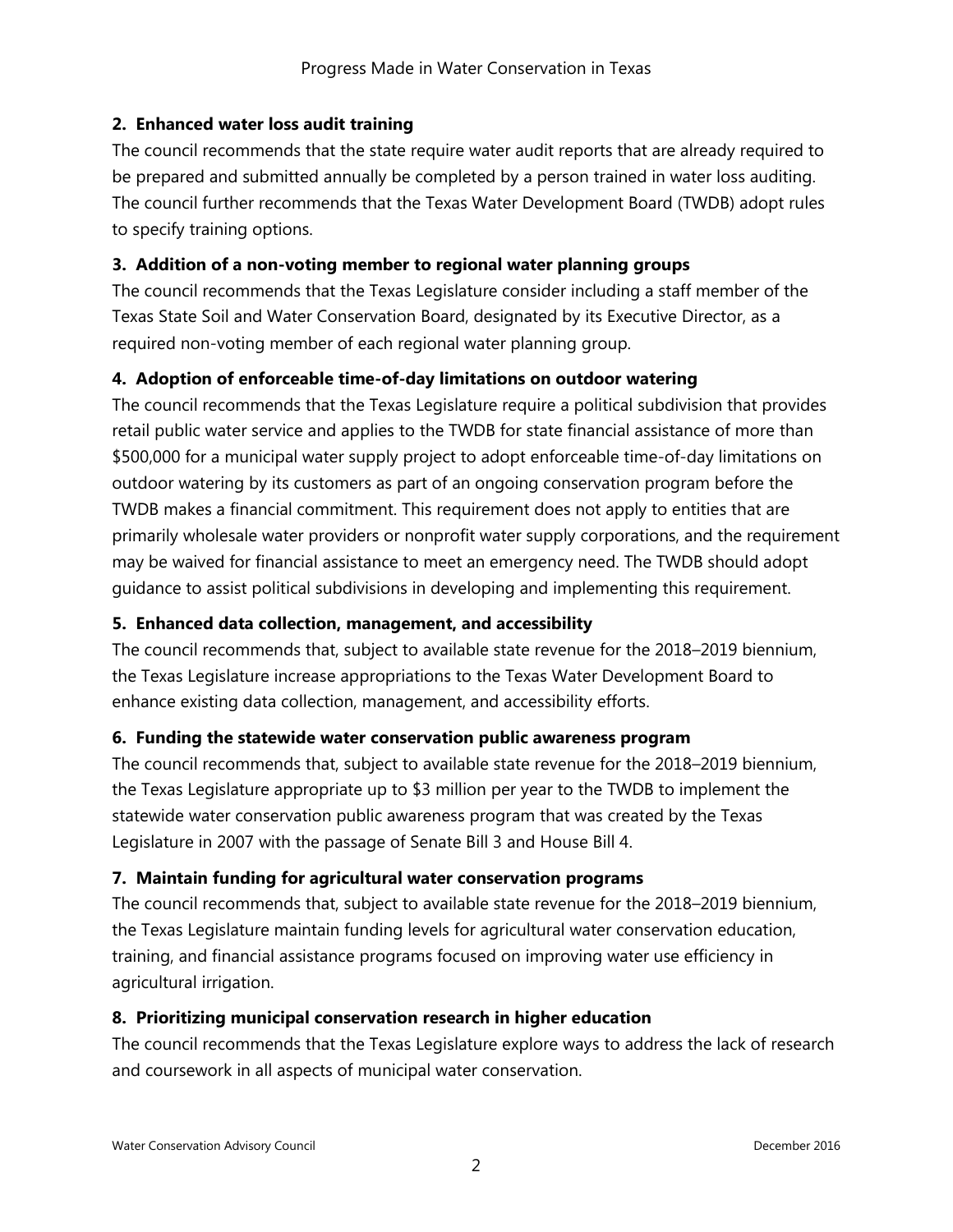**2. Enhanced water loss audit training**

The council recommends that the state require water audit reports that are already required to be prepared and submitted annually be completed by a person trained in water loss auditing. The council further recommends that the Texas Water Development Board (TWDB) adopt rules to specify training options.

**3. Addition of a non-voting member to regional water planning groups**

The council recommends that the Texas Legislature consider including a staff member of the Texas State Soil and Water Conservation Board, designated by its Executive Director, as a required non-voting member of each regional water planning group.

**4. Adoption of enforceable time-of-day limitations on outdoor watering**

The council recommends that the Texas Legislature require a political subdivision that provides retail public water service and applies to the TWDB for state financial assistance of more than $500,000 for a municipal water supply project to adopt enforceable time-of-day limitations on outdoor watering by its customers as part of an ongoing conservation program before the TWDB makes a financial commitment. This requirement does not apply to entities that are primarily wholesale water providers or nonprofit water supply corporations, and the requirement may be waived for financial assistance to meet an emergency need. The TWDB should adopt guidance to assist political subdivisions in developing and implementing this requirement.

**5. Enhanced data collection, management, and accessibility**

The council recommends that, subject to available state revenue for the 2018–2019 biennium, the Texas Legislature increase appropriations to the Texas Water Development Board to enhance existing data collection, management, and accessibility efforts.

**6. Funding the statewide water conservation public awareness program**

The council recommends that, subject to available state revenue for the 2018–2019 biennium, the Texas Legislature appropriate up to $3 million per year to the TWDB to implement the statewide water conservation public awareness program that was created by the Texas Legislature in 2007 with the passage of Senate Bill 3 and House Bill 4.

**7. Maintain funding for agricultural water conservation programs**

The council recommends that, subject to available state revenue for the 2018–2019 biennium, the Texas Legislature maintain funding levels for agricultural water conservation education, training, and financial assistance programs focused on improving water use efficiency in agricultural irrigation.

**8. Prioritizing municipal conservation research in higher education**

The council recommends that the Texas Legislature explore ways to address the lack of research and coursework in all aspects of municipal water conservation.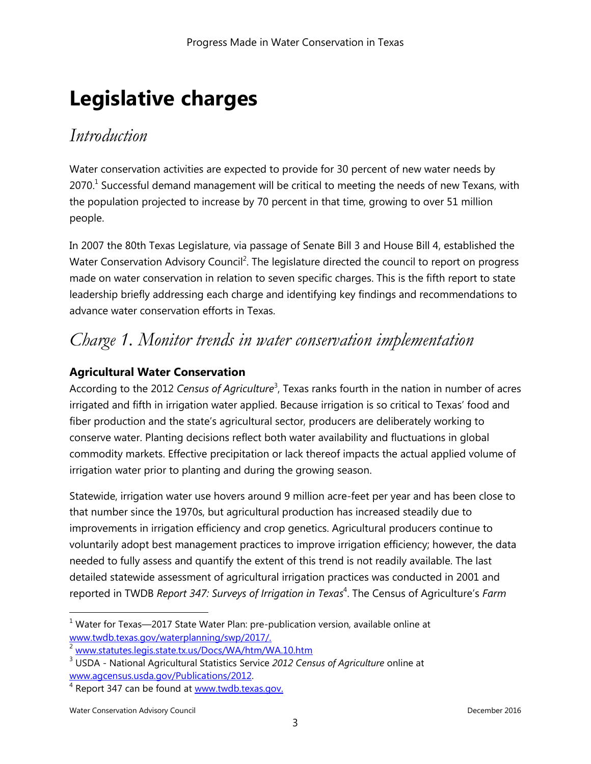# Legislative charges

## *Introduction*

Water conservation activities are expected to provide for 30 percent of new water needs by 2070.[1] Successful demand management will be critical to meeting the needs of new Texans, with the population projected to increase by 70 percent in that time, growing to over 51 million people.

In 2007 the 80th Texas Legislature, via passage of Senate Bill 3 and House Bill 4, established the Water Conservation Advisory Council[2]. The legislature directed the council to report on progress made on water conservation in relation to seven specific charges. This is the fifth report to state leadership briefly addressing each charge and identifying key findings and recommendations to advance water conservation efforts in Texas.

## *Charge 1. Monitor trends in water conservation implementation*

### Agricultural Water Conservation

According to the 2012 *Census of Agriculture*[3], Texas ranks fourth in the nation in number of acres irrigated and fifth in irrigation water applied. Because irrigation is so critical to Texas' food and fiber production and the state's agricultural sector, producers are deliberately working to conserve water. Planting decisions reflect both water availability and fluctuations in global commodity markets. Effective precipitation or lack thereof impacts the actual applied volume of irrigation water prior to planting and during the growing season.

Statewide, irrigation water use hovers around 9 million acre-feet per year and has been close to that number since the 1970s, but agricultural production has increased steadily due to improvements in irrigation efficiency and crop genetics. Agricultural producers continue to voluntarily adopt best management practices to improve irrigation efficiency; however, the data needed to fully assess and quantify the extent of this trend is not readily available. The last detailed statewide assessment of agricultural irrigation practices was conducted in 2001 and reported in TWDB *Report 347: Surveys of Irrigation in Texas*[4]. The Census of Agriculture's *Farm*

[1] Water for Texas—2017 State Water Plan: pre-publication version, available online at www.twdb.texas.gov/waterplanning/swp/2017/.

[2] www.statutes.legis.state.tx.us/Docs/WA/htm/WA.10.htm

[3] USDA - National Agricultural Statistics Service *2012 Census of Agriculture* online at www.agcensus.usda.gov/Publications/2012.

[4] Report 347 can be found at www.twdb.texas.gov.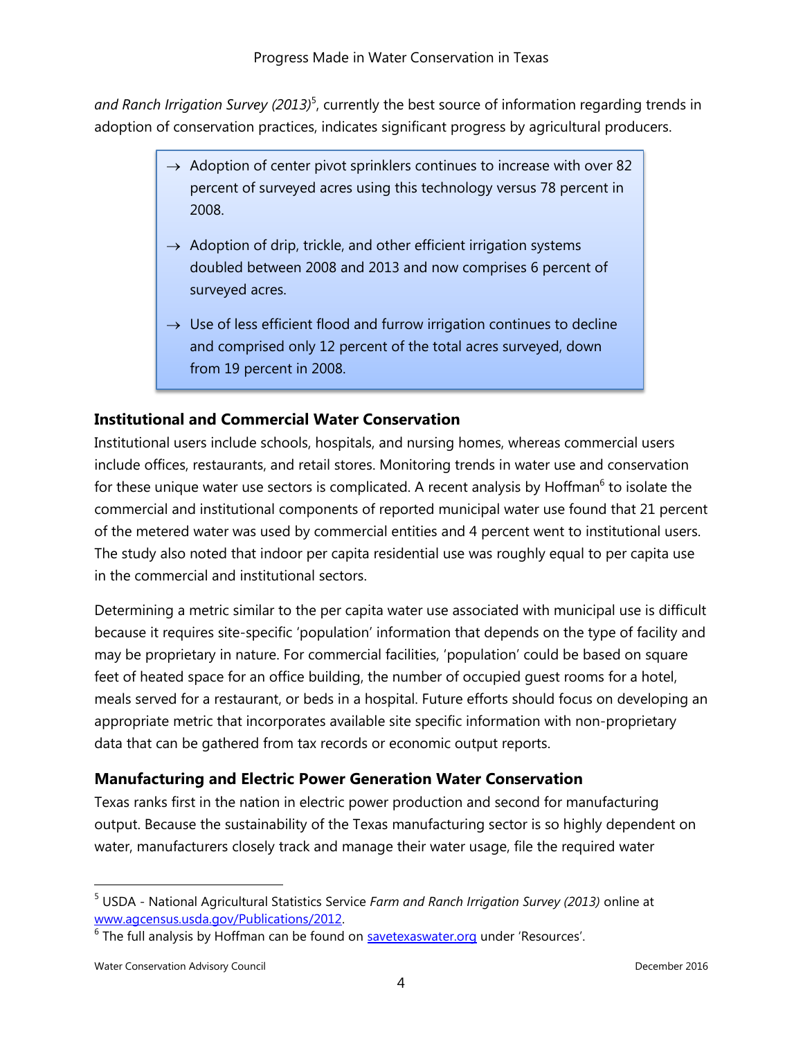*and Ranch Irrigation Survey (2013)*[5], currently the best source of information regarding trends in adoption of conservation practices, indicates significant progress by agricultural producers.

> → Adoption of center pivot sprinklers continues to increase with over 82 percent of surveyed acres using this technology versus 78 percent in 2008.
>
> → Adoption of drip, trickle, and other efficient irrigation systems doubled between 2008 and 2013 and now comprises 6 percent of surveyed acres.
>
> → Use of less efficient flood and furrow irrigation continues to decline and comprised only 12 percent of the total acres surveyed, down from 19 percent in 2008.

### Institutional and Commercial Water Conservation

Institutional users include schools, hospitals, and nursing homes, whereas commercial users include offices, restaurants, and retail stores. Monitoring trends in water use and conservation for these unique water use sectors is complicated. A recent analysis by Hoffman[6] to isolate the commercial and institutional components of reported municipal water use found that 21 percent of the metered water was used by commercial entities and 4 percent went to institutional users. The study also noted that indoor per capita residential use was roughly equal to per capita use in the commercial and institutional sectors.

Determining a metric similar to the per capita water use associated with municipal use is difficult because it requires site-specific 'population' information that depends on the type of facility and may be proprietary in nature. For commercial facilities, 'population' could be based on square feet of heated space for an office building, the number of occupied guest rooms for a hotel, meals served for a restaurant, or beds in a hospital. Future efforts should focus on developing an appropriate metric that incorporates available site specific information with non-proprietary data that can be gathered from tax records or economic output reports.

### Manufacturing and Electric Power Generation Water Conservation

Texas ranks first in the nation in electric power production and second for manufacturing output. Because the sustainability of the Texas manufacturing sector is so highly dependent on water, manufacturers closely track and manage their water usage, file the required water

---

[5] USDA - National Agricultural Statistics Service *Farm and Ranch Irrigation Survey (2013)* online at www.agcensus.usda.gov/Publications/2012.

[6] The full analysis by Hoffman can be found on savetexaswater.org under 'Resources'.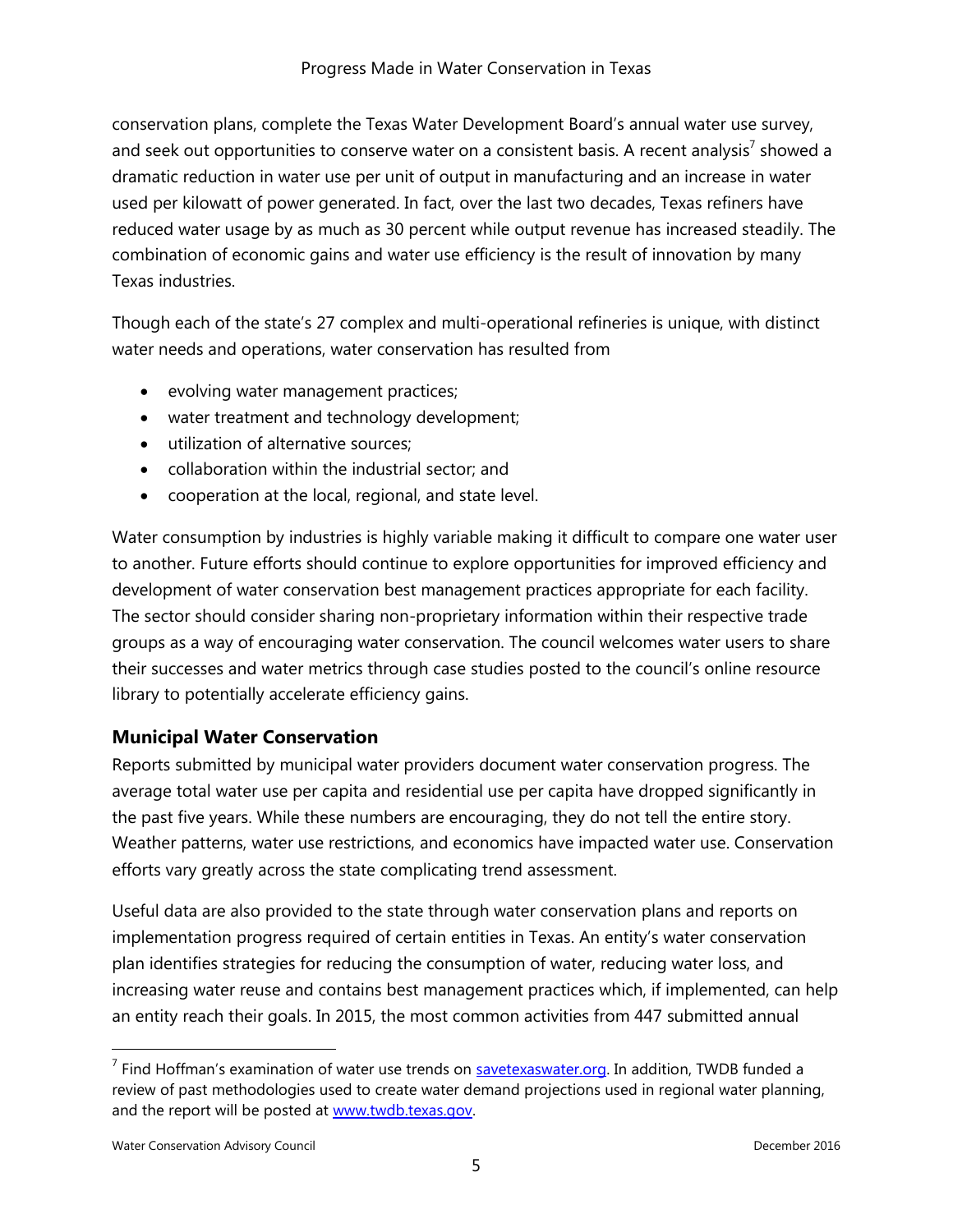conservation plans, complete the Texas Water Development Board's annual water use survey, and seek out opportunities to conserve water on a consistent basis. A recent analysis[7] showed a dramatic reduction in water use per unit of output in manufacturing and an increase in water used per kilowatt of power generated. In fact, over the last two decades, Texas refiners have reduced water usage by as much as 30 percent while output revenue has increased steadily. The combination of economic gains and water use efficiency is the result of innovation by many Texas industries.

Though each of the state's 27 complex and multi-operational refineries is unique, with distinct water needs and operations, water conservation has resulted from

- evolving water management practices;
- water treatment and technology development;
- utilization of alternative sources;
- collaboration within the industrial sector; and
- cooperation at the local, regional, and state level.

Water consumption by industries is highly variable making it difficult to compare one water user to another. Future efforts should continue to explore opportunities for improved efficiency and development of water conservation best management practices appropriate for each facility. The sector should consider sharing non-proprietary information within their respective trade groups as a way of encouraging water conservation. The council welcomes water users to share their successes and water metrics through case studies posted to the council's online resource library to potentially accelerate efficiency gains.

## Municipal Water Conservation

Reports submitted by municipal water providers document water conservation progress. The average total water use per capita and residential use per capita have dropped significantly in the past five years. While these numbers are encouraging, they do not tell the entire story. Weather patterns, water use restrictions, and economics have impacted water use. Conservation efforts vary greatly across the state complicating trend assessment.

Useful data are also provided to the state through water conservation plans and reports on implementation progress required of certain entities in Texas. An entity's water conservation plan identifies strategies for reducing the consumption of water, reducing water loss, and increasing water reuse and contains best management practices which, if implemented, can help an entity reach their goals. In 2015, the most common activities from 447 submitted annual

[7] Find Hoffman's examination of water use trends on savetexaswater.org. In addition, TWDB funded a review of past methodologies used to create water demand projections used in regional water planning, and the report will be posted at www.twdb.texas.gov.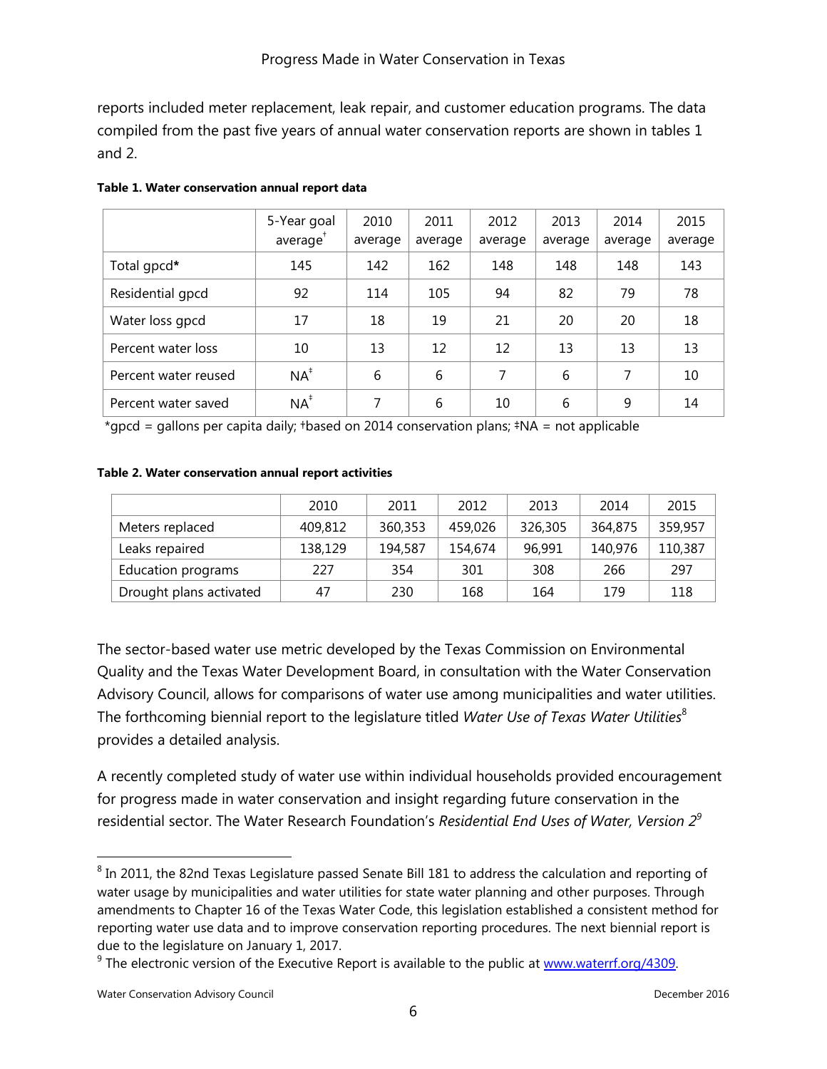reports included meter replacement, leak repair, and customer education programs. The data compiled from the past five years of annual water conservation reports are shown in tables 1 and 2.

**Table 1. Water conservation annual report data**

| | 5-Year goal average† | 2010 average | 2011 average | 2012 average | 2013 average | 2014 average | 2015 average |
|---|---|---|---|---|---|---|---|
| Total gpcd* | 145 | 142 | 162 | 148 | 148 | 148 | 143 |
| Residential gpcd | 92 | 114 | 105 | 94 | 82 | 79 | 78 |
| Water loss gpcd | 17 | 18 | 19 | 21 | 20 | 20 | 18 |
| Percent water loss | 10 | 13 | 12 | 12 | 13 | 13 | 13 |
| Percent water reused | NA‡ | 6 | 6 | 7 | 6 | 7 | 10 |
| Percent water saved | NA‡ | 7 | 6 | 10 | 6 | 9 | 14 |

*gpcd = gallons per capita daily; †based on 2014 conservation plans; ‡NA = not applicable

**Table 2. Water conservation annual report activities**

| | 2010 | 2011 | 2012 | 2013 | 2014 | 2015 |
|---|---|---|---|---|---|---|
| Meters replaced | 409,812 | 360,353 | 459,026 | 326,305 | 364,875 | 359,957 |
| Leaks repaired | 138,129 | 194,587 | 154,674 | 96,991 | 140,976 | 110,387 |
| Education programs | 227 | 354 | 301 | 308 | 266 | 297 |
| Drought plans activated | 47 | 230 | 168 | 164 | 179 | 118 |

The sector-based water use metric developed by the Texas Commission on Environmental Quality and the Texas Water Development Board, in consultation with the Water Conservation Advisory Council, allows for comparisons of water use among municipalities and water utilities. The forthcoming biennial report to the legislature titled *Water Use of Texas Water Utilities*[8] provides a detailed analysis.

A recently completed study of water use within individual households provided encouragement for progress made in water conservation and insight regarding future conservation in the residential sector. The Water Research Foundation's *Residential End Uses of Water, Version 2*[9]

---

[8] In 2011, the 82nd Texas Legislature passed Senate Bill 181 to address the calculation and reporting of water usage by municipalities and water utilities for state water planning and other purposes. Through amendments to Chapter 16 of the Texas Water Code, this legislation established a consistent method for reporting water use data and to improve conservation reporting procedures. The next biennial report is due to the legislature on January 1, 2017.

[9] The electronic version of the Executive Report is available to the public at www.waterrf.org/4309.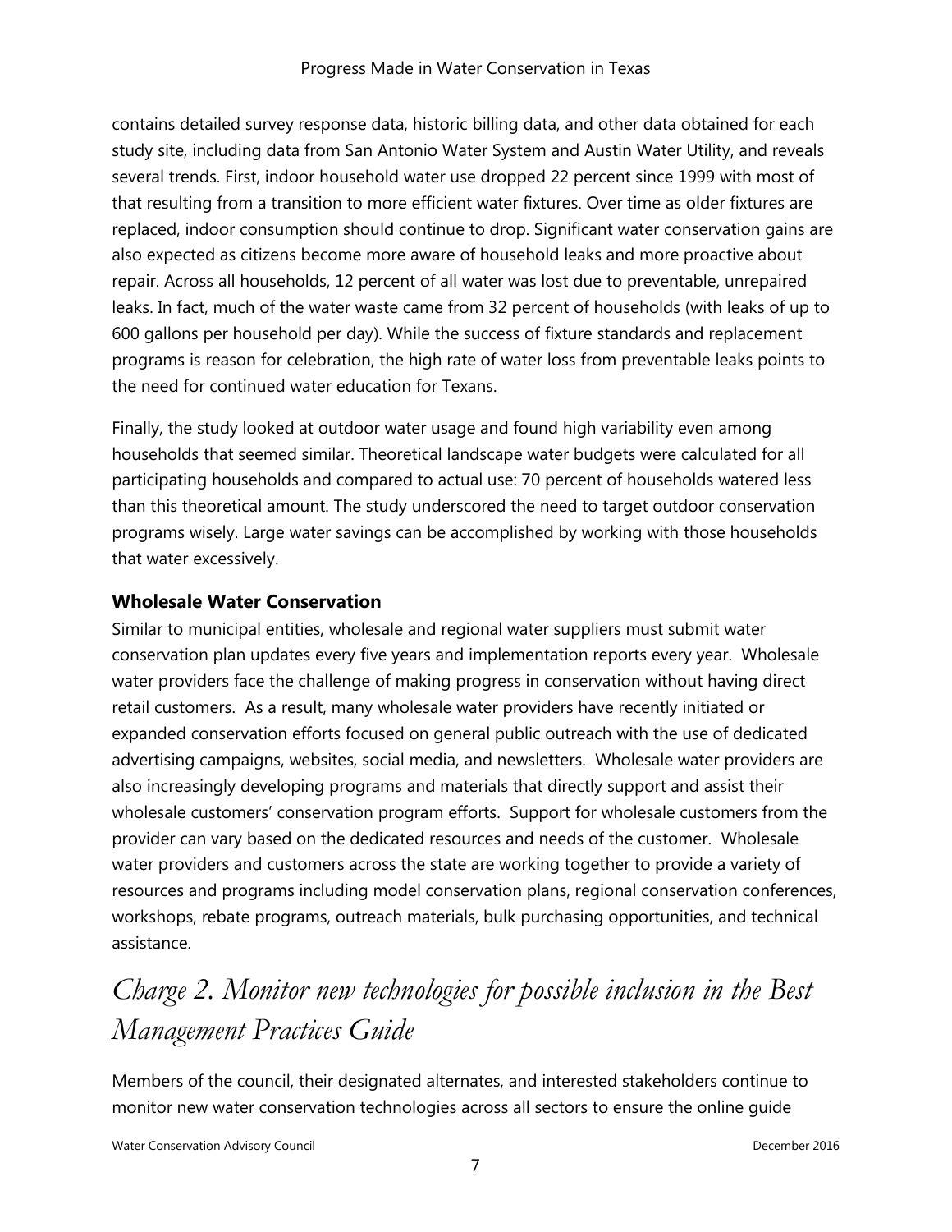contains detailed survey response data, historic billing data, and other data obtained for each study site, including data from San Antonio Water System and Austin Water Utility, and reveals several trends. First, indoor household water use dropped 22 percent since 1999 with most of that resulting from a transition to more efficient water fixtures. Over time as older fixtures are replaced, indoor consumption should continue to drop. Significant water conservation gains are also expected as citizens become more aware of household leaks and more proactive about repair. Across all households, 12 percent of all water was lost due to preventable, unrepaired leaks. In fact, much of the water waste came from 32 percent of households (with leaks of up to 600 gallons per household per day). While the success of fixture standards and replacement programs is reason for celebration, the high rate of water loss from preventable leaks points to the need for continued water education for Texans.

Finally, the study looked at outdoor water usage and found high variability even among households that seemed similar. Theoretical landscape water budgets were calculated for all participating households and compared to actual use: 70 percent of households watered less than this theoretical amount. The study underscored the need to target outdoor conservation programs wisely. Large water savings can be accomplished by working with those households that water excessively.

### Wholesale Water Conservation

Similar to municipal entities, wholesale and regional water suppliers must submit water conservation plan updates every five years and implementation reports every year. Wholesale water providers face the challenge of making progress in conservation without having direct retail customers. As a result, many wholesale water providers have recently initiated or expanded conservation efforts focused on general public outreach with the use of dedicated advertising campaigns, websites, social media, and newsletters. Wholesale water providers are also increasingly developing programs and materials that directly support and assist their wholesale customers' conservation program efforts. Support for wholesale customers from the provider can vary based on the dedicated resources and needs of the customer. Wholesale water providers and customers across the state are working together to provide a variety of resources and programs including model conservation plans, regional conservation conferences, workshops, rebate programs, outreach materials, bulk purchasing opportunities, and technical assistance.

## *Charge 2. Monitor new technologies for possible inclusion in the Best Management Practices Guide*

Members of the council, their designated alternates, and interested stakeholders continue to monitor new water conservation technologies across all sectors to ensure the online guide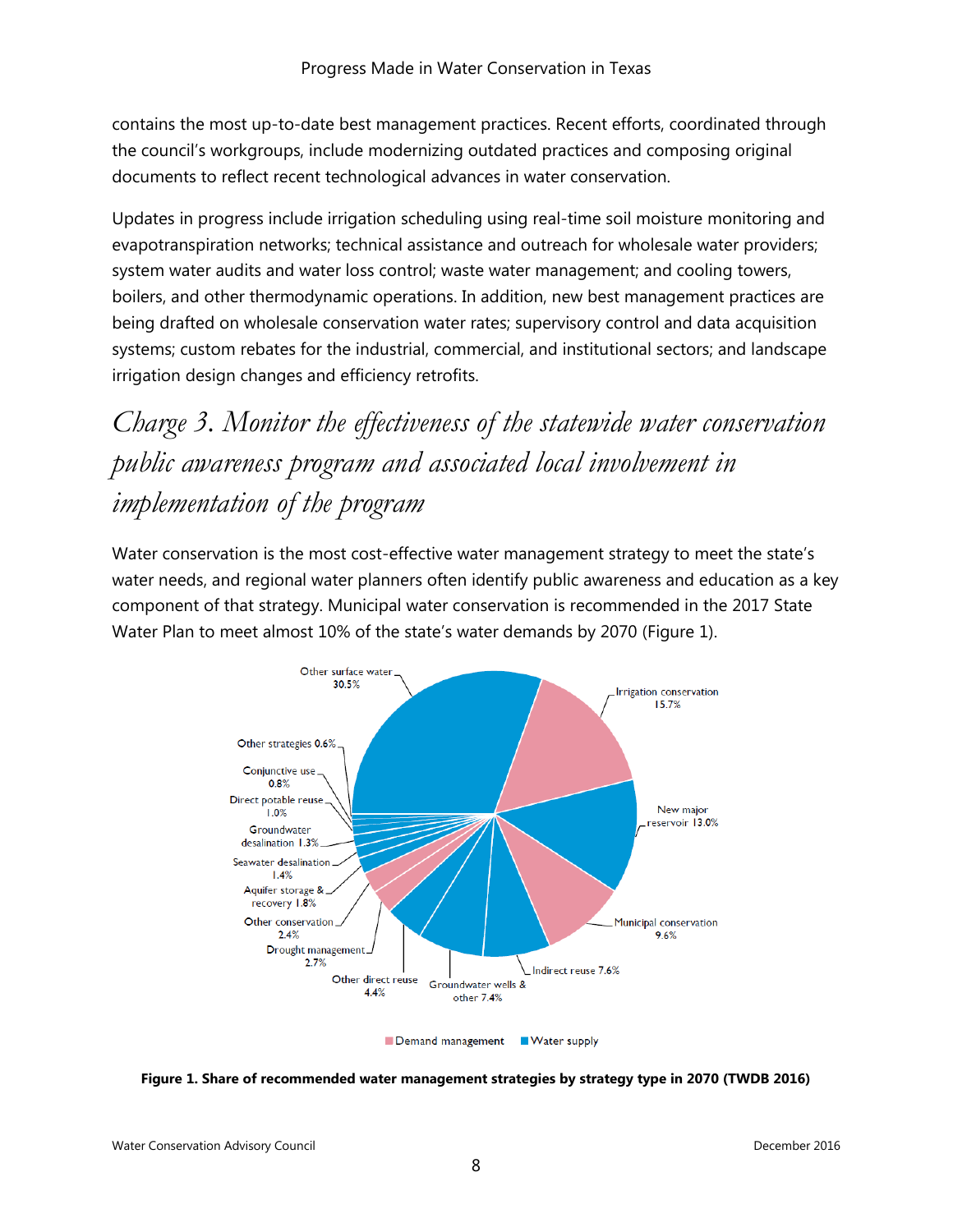contains the most up-to-date best management practices. Recent efforts, coordinated through the council's workgroups, include modernizing outdated practices and composing original documents to reflect recent technological advances in water conservation.

Updates in progress include irrigation scheduling using real-time soil moisture monitoring and evapotranspiration networks; technical assistance and outreach for wholesale water providers; system water audits and water loss control; waste water management; and cooling towers, boilers, and other thermodynamic operations. In addition, new best management practices are being drafted on wholesale conservation water rates; supervisory control and data acquisition systems; custom rebates for the industrial, commercial, and institutional sectors; and landscape irrigation design changes and efficiency retrofits.

## *Charge 3. Monitor the effectiveness of the statewide water conservation public awareness program and associated local involvement in implementation of the program*

Water conservation is the most cost-effective water management strategy to meet the state's water needs, and regional water planners often identify public awareness and education as a key component of that strategy. Municipal water conservation is recommended in the 2017 State Water Plan to meet almost 10% of the state's water demands by 2070 (Figure 1).

**Figure 1. Share of recommended water management strategies by strategy type in 2070 (TWDB 2016)**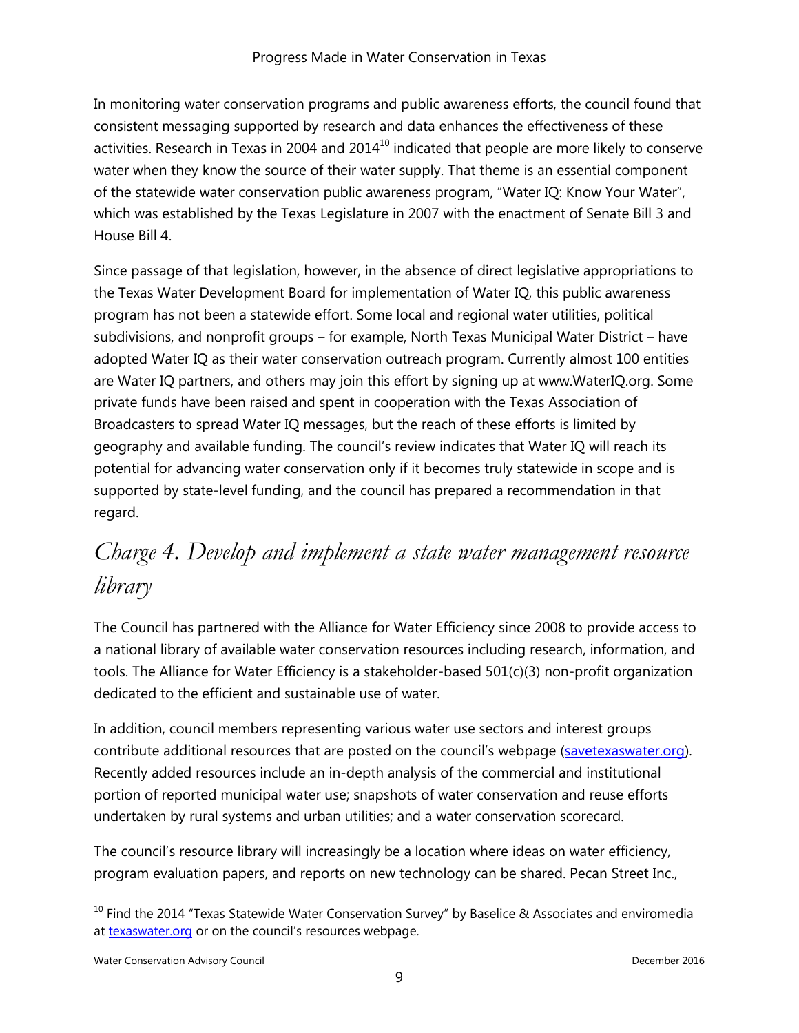In monitoring water conservation programs and public awareness efforts, the council found that consistent messaging supported by research and data enhances the effectiveness of these activities. Research in Texas in 2004 and 2014[10] indicated that people are more likely to conserve water when they know the source of their water supply. That theme is an essential component of the statewide water conservation public awareness program, "Water IQ: Know Your Water", which was established by the Texas Legislature in 2007 with the enactment of Senate Bill 3 and House Bill 4.

Since passage of that legislation, however, in the absence of direct legislative appropriations to the Texas Water Development Board for implementation of Water IQ, this public awareness program has not been a statewide effort. Some local and regional water utilities, political subdivisions, and nonprofit groups – for example, North Texas Municipal Water District – have adopted Water IQ as their water conservation outreach program. Currently almost 100 entities are Water IQ partners, and others may join this effort by signing up at www.WaterIQ.org. Some private funds have been raised and spent in cooperation with the Texas Association of Broadcasters to spread Water IQ messages, but the reach of these efforts is limited by geography and available funding. The council's review indicates that Water IQ will reach its potential for advancing water conservation only if it becomes truly statewide in scope and is supported by state-level funding, and the council has prepared a recommendation in that regard.

## *Charge 4. Develop and implement a state water management resource library*

The Council has partnered with the Alliance for Water Efficiency since 2008 to provide access to a national library of available water conservation resources including research, information, and tools. The Alliance for Water Efficiency is a stakeholder-based 501(c)(3) non-profit organization dedicated to the efficient and sustainable use of water.

In addition, council members representing various water use sectors and interest groups contribute additional resources that are posted on the council's webpage (savetexaswater.org). Recently added resources include an in-depth analysis of the commercial and institutional portion of reported municipal water use; snapshots of water conservation and reuse efforts undertaken by rural systems and urban utilities; and a water conservation scorecard.

The council's resource library will increasingly be a location where ideas on water efficiency, program evaluation papers, and reports on new technology can be shared. Pecan Street Inc.,

---

[10] Find the 2014 "Texas Statewide Water Conservation Survey" by Baselice & Associates and enviromedia at texaswater.org or on the council's resources webpage.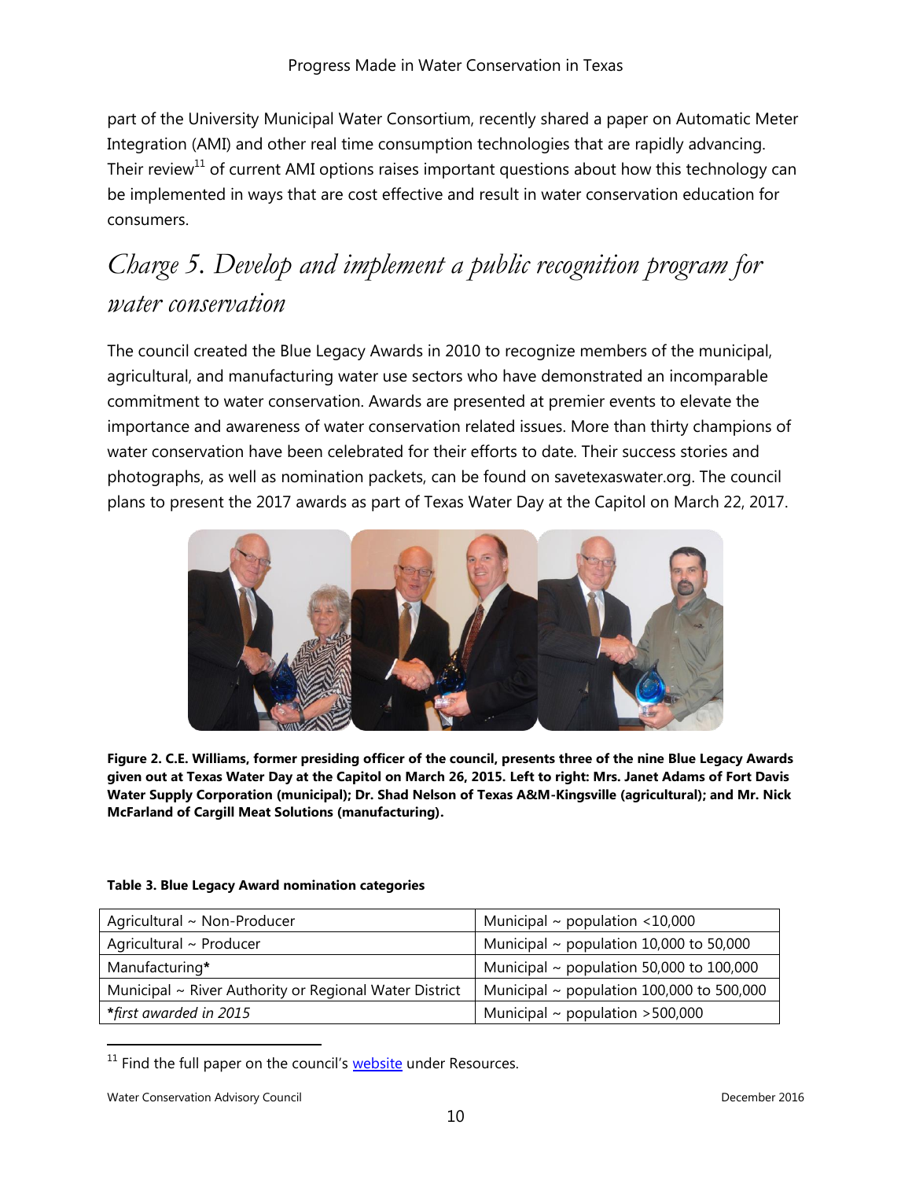part of the University Municipal Water Consortium, recently shared a paper on Automatic Meter Integration (AMI) and other real time consumption technologies that are rapidly advancing. Their review[11] of current AMI options raises important questions about how this technology can be implemented in ways that are cost effective and result in water conservation education for consumers.

## *Charge 5. Develop and implement a public recognition program for water conservation*

The council created the Blue Legacy Awards in 2010 to recognize members of the municipal, agricultural, and manufacturing water use sectors who have demonstrated an incomparable commitment to water conservation. Awards are presented at premier events to elevate the importance and awareness of water conservation related issues. More than thirty champions of water conservation have been celebrated for their efforts to date. Their success stories and photographs, as well as nomination packets, can be found on savetexaswater.org. The council plans to present the 2017 awards as part of Texas Water Day at the Capitol on March 22, 2017.

**Figure 2. C.E. Williams, former presiding officer of the council, presents three of the nine Blue Legacy Awards given out at Texas Water Day at the Capitol on March 26, 2015. Left to right: Mrs. Janet Adams of Fort Davis Water Supply Corporation (municipal); Dr. Shad Nelson of Texas A&M-Kingsville (agricultural); and Mr. Nick McFarland of Cargill Meat Solutions (manufacturing).**

**Table 3. Blue Legacy Award nomination categories**

| | |
|---|---|
| Agricultural ~ Non-Producer | Municipal ~ population <10,000 |
| Agricultural ~ Producer | Municipal ~ population 10,000 to 50,000 |
| Manufacturing* | Municipal ~ population 50,000 to 100,000 |
| Municipal ~ River Authority or Regional Water District | Municipal ~ population 100,000 to 500,000 |
| **first awarded in 2015* | Municipal ~ population >500,000 |

[11] Find the full paper on the council's website under Resources.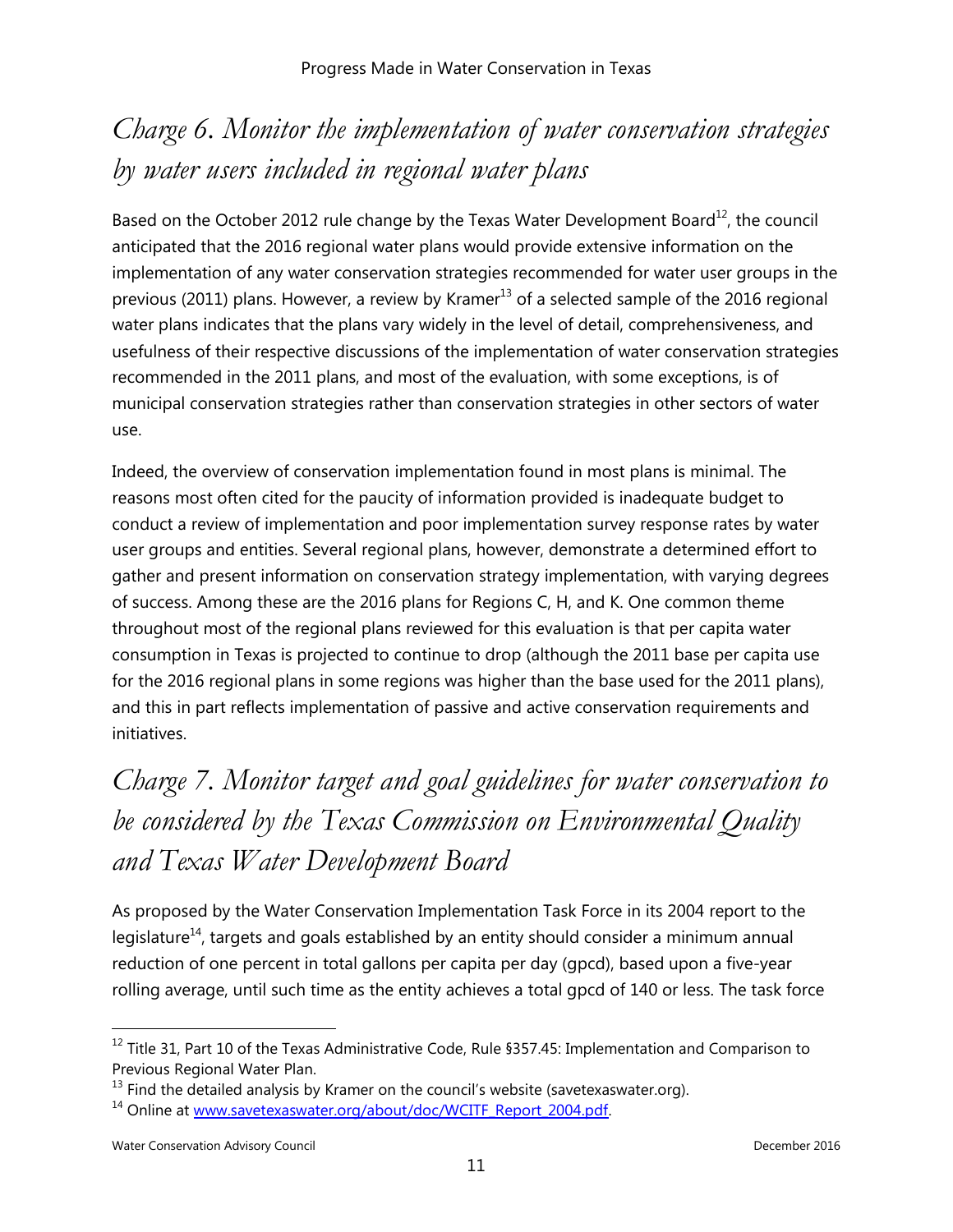## *Charge 6. Monitor the implementation of water conservation strategies by water users included in regional water plans*

Based on the October 2012 rule change by the Texas Water Development Board[12], the council anticipated that the 2016 regional water plans would provide extensive information on the implementation of any water conservation strategies recommended for water user groups in the previous (2011) plans. However, a review by Kramer[13] of a selected sample of the 2016 regional water plans indicates that the plans vary widely in the level of detail, comprehensiveness, and usefulness of their respective discussions of the implementation of water conservation strategies recommended in the 2011 plans, and most of the evaluation, with some exceptions, is of municipal conservation strategies rather than conservation strategies in other sectors of water use.

Indeed, the overview of conservation implementation found in most plans is minimal. The reasons most often cited for the paucity of information provided is inadequate budget to conduct a review of implementation and poor implementation survey response rates by water user groups and entities. Several regional plans, however, demonstrate a determined effort to gather and present information on conservation strategy implementation, with varying degrees of success. Among these are the 2016 plans for Regions C, H, and K. One common theme throughout most of the regional plans reviewed for this evaluation is that per capita water consumption in Texas is projected to continue to drop (although the 2011 base per capita use for the 2016 regional plans in some regions was higher than the base used for the 2011 plans), and this in part reflects implementation of passive and active conservation requirements and initiatives.

## *Charge 7. Monitor target and goal guidelines for water conservation to be considered by the Texas Commission on Environmental Quality and Texas Water Development Board*

As proposed by the Water Conservation Implementation Task Force in its 2004 report to the legislature[14], targets and goals established by an entity should consider a minimum annual reduction of one percent in total gallons per capita per day (gpcd), based upon a five-year rolling average, until such time as the entity achieves a total gpcd of 140 or less. The task force

---

[12] Title 31, Part 10 of the Texas Administrative Code, Rule §357.45: Implementation and Comparison to Previous Regional Water Plan.

[13] Find the detailed analysis by Kramer on the council's website (savetexaswater.org).

[14] Online at [www.savetexaswater.org/about/doc/WCITF_Report_2004.pdf](www.savetexaswater.org/about/doc/WCITF_Report_2004.pdf).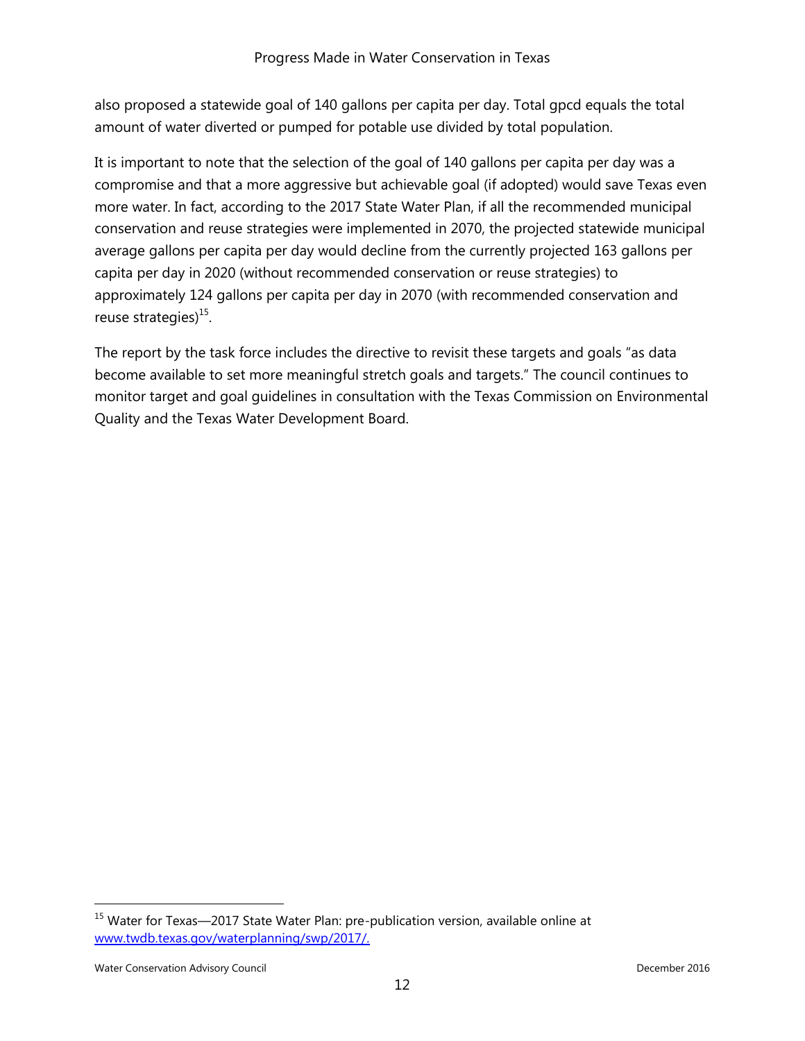also proposed a statewide goal of 140 gallons per capita per day. Total gpcd equals the total amount of water diverted or pumped for potable use divided by total population.

It is important to note that the selection of the goal of 140 gallons per capita per day was a compromise and that a more aggressive but achievable goal (if adopted) would save Texas even more water. In fact, according to the 2017 State Water Plan, if all the recommended municipal conservation and reuse strategies were implemented in 2070, the projected statewide municipal average gallons per capita per day would decline from the currently projected 163 gallons per capita per day in 2020 (without recommended conservation or reuse strategies) to approximately 124 gallons per capita per day in 2070 (with recommended conservation and reuse strategies)[15].

The report by the task force includes the directive to revisit these targets and goals "as data become available to set more meaningful stretch goals and targets." The council continues to monitor target and goal guidelines in consultation with the Texas Commission on Environmental Quality and the Texas Water Development Board.

[15] Water for Texas—2017 State Water Plan: pre-publication version, available online at www.twdb.texas.gov/waterplanning/swp/2017/.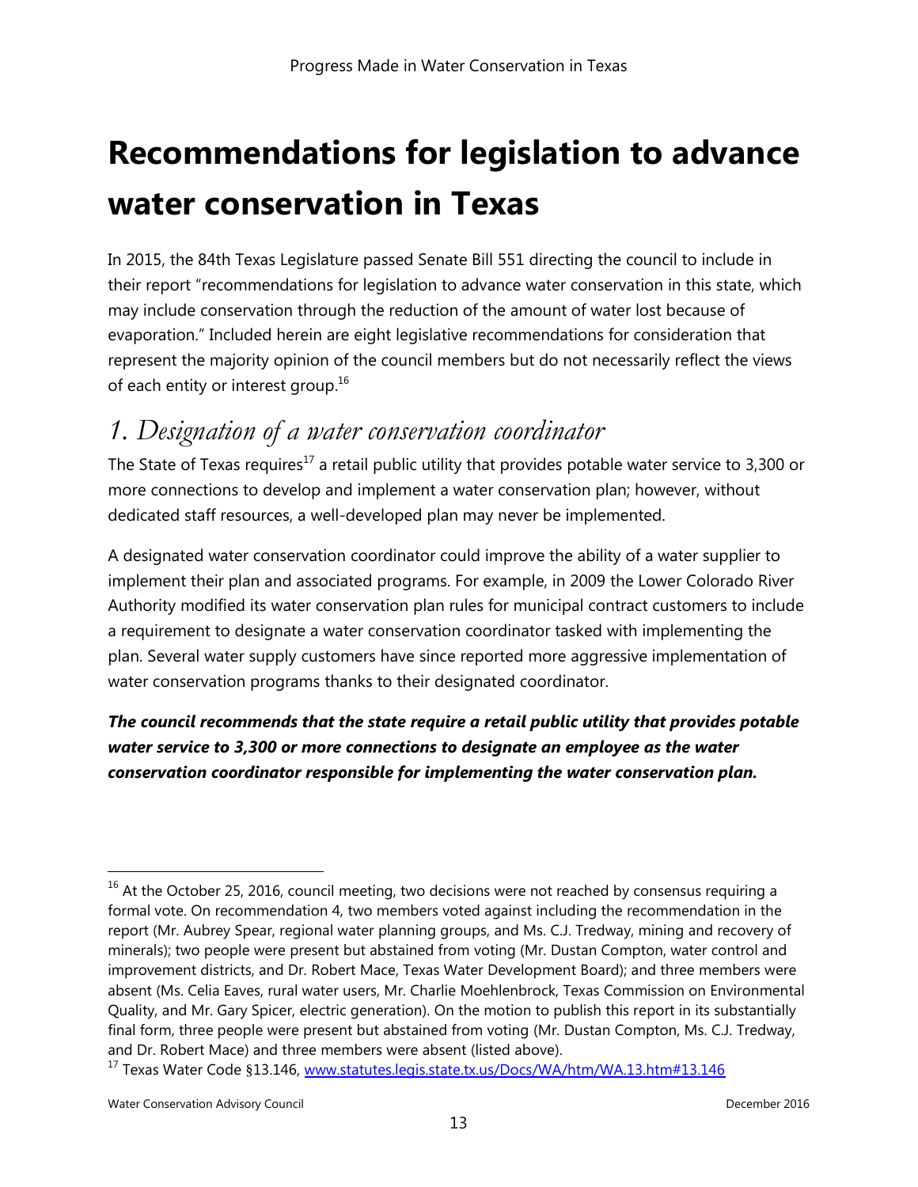# Recommendations for legislation to advance water conservation in Texas

In 2015, the 84th Texas Legislature passed Senate Bill 551 directing the council to include in their report "recommendations for legislation to advance water conservation in this state, which may include conservation through the reduction of the amount of water lost because of evaporation." Included herein are eight legislative recommendations for consideration that represent the majority opinion of the council members but do not necessarily reflect the views of each entity or interest group.[16]

## *1. Designation of a water conservation coordinator*

The State of Texas requires[17] a retail public utility that provides potable water service to 3,300 or more connections to develop and implement a water conservation plan; however, without dedicated staff resources, a well-developed plan may never be implemented.

A designated water conservation coordinator could improve the ability of a water supplier to implement their plan and associated programs. For example, in 2009 the Lower Colorado River Authority modified its water conservation plan rules for municipal contract customers to include a requirement to designate a water conservation coordinator tasked with implementing the plan. Several water supply customers have since reported more aggressive implementation of water conservation programs thanks to their designated coordinator.

***The council recommends that the state require a retail public utility that provides potable water service to 3,300 or more connections to designate an employee as the water conservation coordinator responsible for implementing the water conservation plan.***

---

[16] At the October 25, 2016, council meeting, two decisions were not reached by consensus requiring a formal vote. On recommendation 4, two members voted against including the recommendation in the report (Mr. Aubrey Spear, regional water planning groups, and Ms. C.J. Tredway, mining and recovery of minerals); two people were present but abstained from voting (Mr. Dustan Compton, water control and improvement districts, and Dr. Robert Mace, Texas Water Development Board); and three members were absent (Ms. Celia Eaves, rural water users, Mr. Charlie Moehlenbrock, Texas Commission on Environmental Quality, and Mr. Gary Spicer, electric generation). On the motion to publish this report in its substantially final form, three people were present but abstained from voting (Mr. Dustan Compton, Ms. C.J. Tredway, and Dr. Robert Mace) and three members were absent (listed above).

[17] Texas Water Code §13.146, www.statutes.legis.state.tx.us/Docs/WA/htm/WA.13.htm#13.146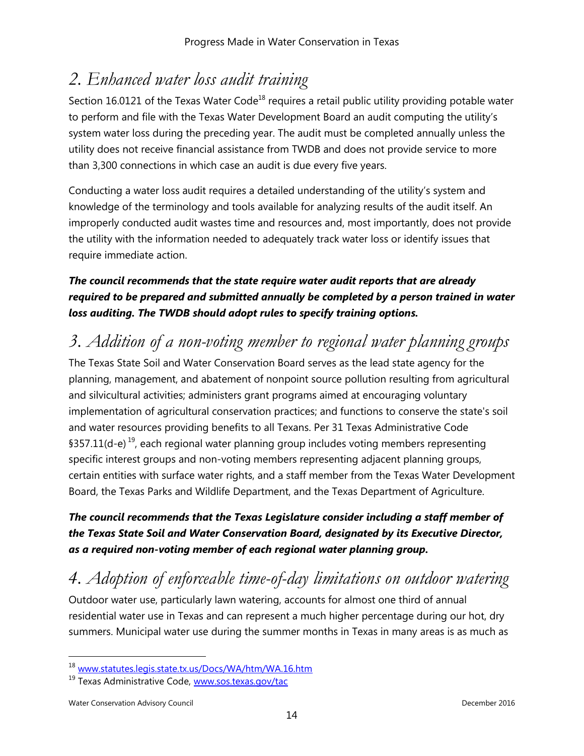## 2. Enhanced water loss audit training

Section 16.0121 of the Texas Water Code[18] requires a retail public utility providing potable water to perform and file with the Texas Water Development Board an audit computing the utility's system water loss during the preceding year. The audit must be completed annually unless the utility does not receive financial assistance from TWDB and does not provide service to more than 3,300 connections in which case an audit is due every five years.

Conducting a water loss audit requires a detailed understanding of the utility's system and knowledge of the terminology and tools available for analyzing results of the audit itself. An improperly conducted audit wastes time and resources and, most importantly, does not provide the utility with the information needed to adequately track water loss or identify issues that require immediate action.

***The council recommends that the state require water audit reports that are already required to be prepared and submitted annually be completed by a person trained in water loss auditing. The TWDB should adopt rules to specify training options.***

## 3. Addition of a non-voting member to regional water planning groups

The Texas State Soil and Water Conservation Board serves as the lead state agency for the planning, management, and abatement of nonpoint source pollution resulting from agricultural and silvicultural activities; administers grant programs aimed at encouraging voluntary implementation of agricultural conservation practices; and functions to conserve the state's soil and water resources providing benefits to all Texans. Per 31 Texas Administrative Code §357.11(d-e)[19], each regional water planning group includes voting members representing specific interest groups and non-voting members representing adjacent planning groups, certain entities with surface water rights, and a staff member from the Texas Water Development Board, the Texas Parks and Wildlife Department, and the Texas Department of Agriculture.

***The council recommends that the Texas Legislature consider including a staff member of the Texas State Soil and Water Conservation Board, designated by its Executive Director, as a required non-voting member of each regional water planning group.***

## 4. Adoption of enforceable time-of-day limitations on outdoor watering

Outdoor water use, particularly lawn watering, accounts for almost one third of annual residential water use in Texas and can represent a much higher percentage during our hot, dry summers. Municipal water use during the summer months in Texas in many areas is as much as

---

[18] www.statutes.legis.state.tx.us/Docs/WA/htm/WA.16.htm

[19] Texas Administrative Code, www.sos.texas.gov/tac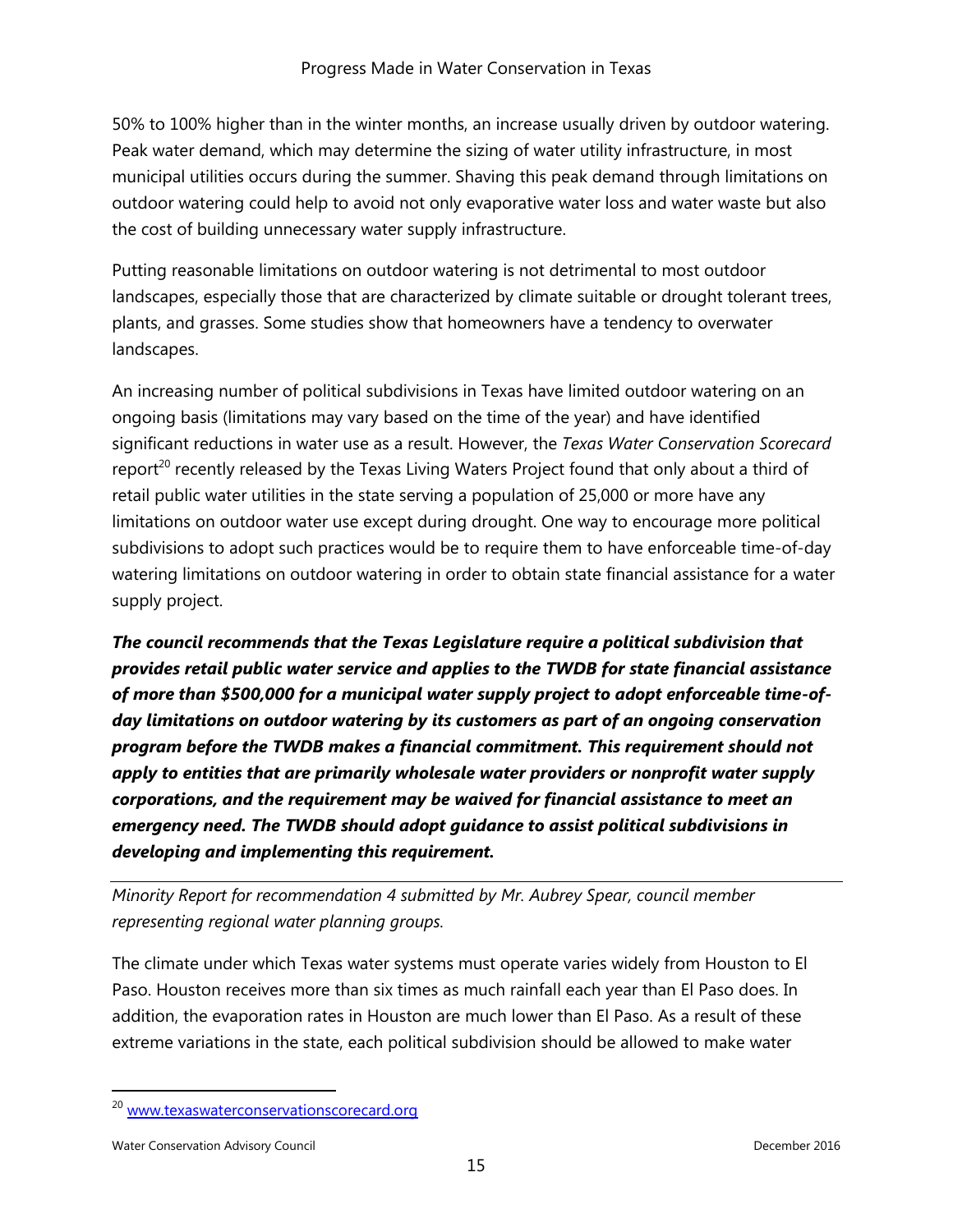50% to 100% higher than in the winter months, an increase usually driven by outdoor watering. Peak water demand, which may determine the sizing of water utility infrastructure, in most municipal utilities occurs during the summer. Shaving this peak demand through limitations on outdoor watering could help to avoid not only evaporative water loss and water waste but also the cost of building unnecessary water supply infrastructure.

Putting reasonable limitations on outdoor watering is not detrimental to most outdoor landscapes, especially those that are characterized by climate suitable or drought tolerant trees, plants, and grasses. Some studies show that homeowners have a tendency to overwater landscapes.

An increasing number of political subdivisions in Texas have limited outdoor watering on an ongoing basis (limitations may vary based on the time of the year) and have identified significant reductions in water use as a result. However, the *Texas Water Conservation Scorecard* report[20] recently released by the Texas Living Waters Project found that only about a third of retail public water utilities in the state serving a population of 25,000 or more have any limitations on outdoor water use except during drought. One way to encourage more political subdivisions to adopt such practices would be to require them to have enforceable time-of-day watering limitations on outdoor watering in order to obtain state financial assistance for a water supply project.

***The council recommends that the Texas Legislature require a political subdivision that provides retail public water service and applies to the TWDB for state financial assistance of more than $500,000 for a municipal water supply project to adopt enforceable time-of-day limitations on outdoor watering by its customers as part of an ongoing conservation program before the TWDB makes a financial commitment. This requirement should not apply to entities that are primarily wholesale water providers or nonprofit water supply corporations, and the requirement may be waived for financial assistance to meet an emergency need. The TWDB should adopt guidance to assist political subdivisions in developing and implementing this requirement.***

---

*Minority Report for recommendation 4 submitted by Mr. Aubrey Spear, council member representing regional water planning groups.*

The climate under which Texas water systems must operate varies widely from Houston to El Paso. Houston receives more than six times as much rainfall each year than El Paso does. In addition, the evaporation rates in Houston are much lower than El Paso. As a result of these extreme variations in the state, each political subdivision should be allowed to make water

---

[20] www.texaswaterconservationscorecard.org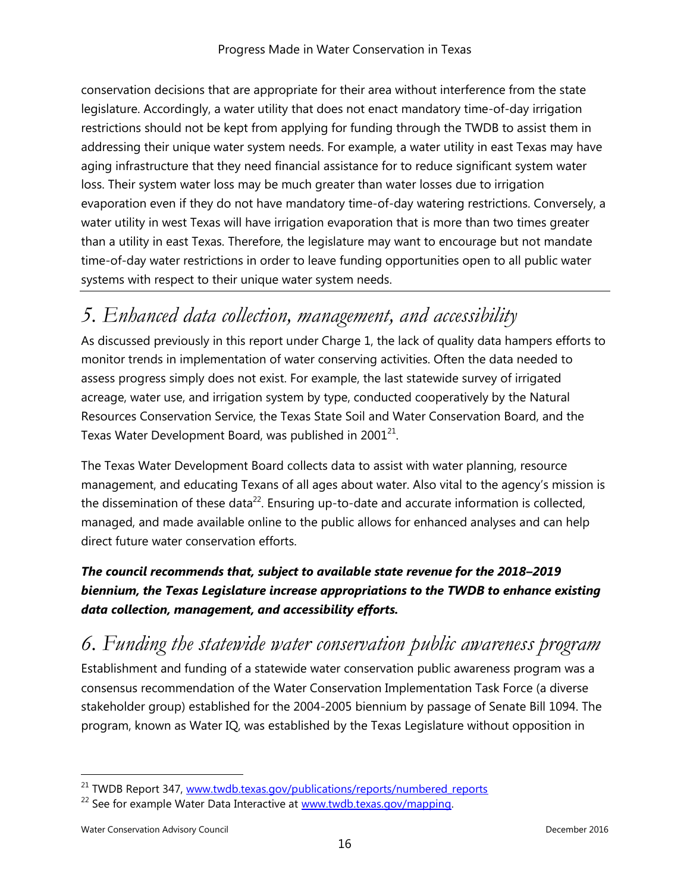conservation decisions that are appropriate for their area without interference from the state legislature. Accordingly, a water utility that does not enact mandatory time-of-day irrigation restrictions should not be kept from applying for funding through the TWDB to assist them in addressing their unique water system needs. For example, a water utility in east Texas may have aging infrastructure that they need financial assistance for to reduce significant system water loss. Their system water loss may be much greater than water losses due to irrigation evaporation even if they do not have mandatory time-of-day watering restrictions. Conversely, a water utility in west Texas will have irrigation evaporation that is more than two times greater than a utility in east Texas. Therefore, the legislature may want to encourage but not mandate time-of-day water restrictions in order to leave funding opportunities open to all public water systems with respect to their unique water system needs.

---

# 5. Enhanced data collection, management, and accessibility

As discussed previously in this report under Charge 1, the lack of quality data hampers efforts to monitor trends in implementation of water conserving activities. Often the data needed to assess progress simply does not exist. For example, the last statewide survey of irrigated acreage, water use, and irrigation system by type, conducted cooperatively by the Natural Resources Conservation Service, the Texas State Soil and Water Conservation Board, and the Texas Water Development Board, was published in 2001[21].

The Texas Water Development Board collects data to assist with water planning, resource management, and educating Texans of all ages about water. Also vital to the agency's mission is the dissemination of these data[22]. Ensuring up-to-date and accurate information is collected, managed, and made available online to the public allows for enhanced analyses and can help direct future water conservation efforts.

***The council recommends that, subject to available state revenue for the 2018–2019 biennium, the Texas Legislature increase appropriations to the TWDB to enhance existing data collection, management, and accessibility efforts.***

# 6. Funding the statewide water conservation public awareness program

Establishment and funding of a statewide water conservation public awareness program was a consensus recommendation of the Water Conservation Implementation Task Force (a diverse stakeholder group) established for the 2004-2005 biennium by passage of Senate Bill 1094. The program, known as Water IQ, was established by the Texas Legislature without opposition in

---

[21] TWDB Report 347, www.twdb.texas.gov/publications/reports/numbered_reports

[22] See for example Water Data Interactive at www.twdb.texas.gov/mapping.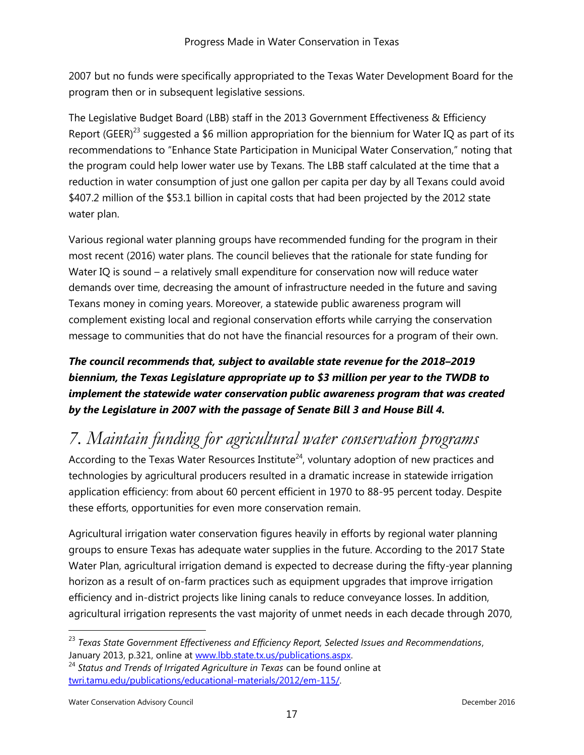2007 but no funds were specifically appropriated to the Texas Water Development Board for the program then or in subsequent legislative sessions.

The Legislative Budget Board (LBB) staff in the 2013 Government Effectiveness & Efficiency Report (GEER)[23] suggested a $6 million appropriation for the biennium for Water IQ as part of its recommendations to "Enhance State Participation in Municipal Water Conservation," noting that the program could help lower water use by Texans. The LBB staff calculated at the time that a reduction in water consumption of just one gallon per capita per day by all Texans could avoid $407.2 million of the $53.1 billion in capital costs that had been projected by the 2012 state water plan.

Various regional water planning groups have recommended funding for the program in their most recent (2016) water plans. The council believes that the rationale for state funding for Water IQ is sound – a relatively small expenditure for conservation now will reduce water demands over time, decreasing the amount of infrastructure needed in the future and saving Texans money in coming years. Moreover, a statewide public awareness program will complement existing local and regional conservation efforts while carrying the conservation message to communities that do not have the financial resources for a program of their own.

***The council recommends that, subject to available state revenue for the 2018–2019 biennium, the Texas Legislature appropriate up to $3 million per year to the TWDB to implement the statewide water conservation public awareness program that was created by the Legislature in 2007 with the passage of Senate Bill 3 and House Bill 4.***

# 7. Maintain funding for agricultural water conservation programs

According to the Texas Water Resources Institute[24], voluntary adoption of new practices and technologies by agricultural producers resulted in a dramatic increase in statewide irrigation application efficiency: from about 60 percent efficient in 1970 to 88-95 percent today. Despite these efforts, opportunities for even more conservation remain.

Agricultural irrigation water conservation figures heavily in efforts by regional water planning groups to ensure Texas has adequate water supplies in the future. According to the 2017 State Water Plan, agricultural irrigation demand is expected to decrease during the fifty-year planning horizon as a result of on-farm practices such as equipment upgrades that improve irrigation efficiency and in-district projects like lining canals to reduce conveyance losses. In addition, agricultural irrigation represents the vast majority of unmet needs in each decade through 2070,

---

[23] *Texas State Government Effectiveness and Efficiency Report, Selected Issues and Recommendations*, January 2013, p.321, online at www.lbb.state.tx.us/publications.aspx.

[24] *Status and Trends of Irrigated Agriculture in Texas* can be found online at twri.tamu.edu/publications/educational-materials/2012/em-115/.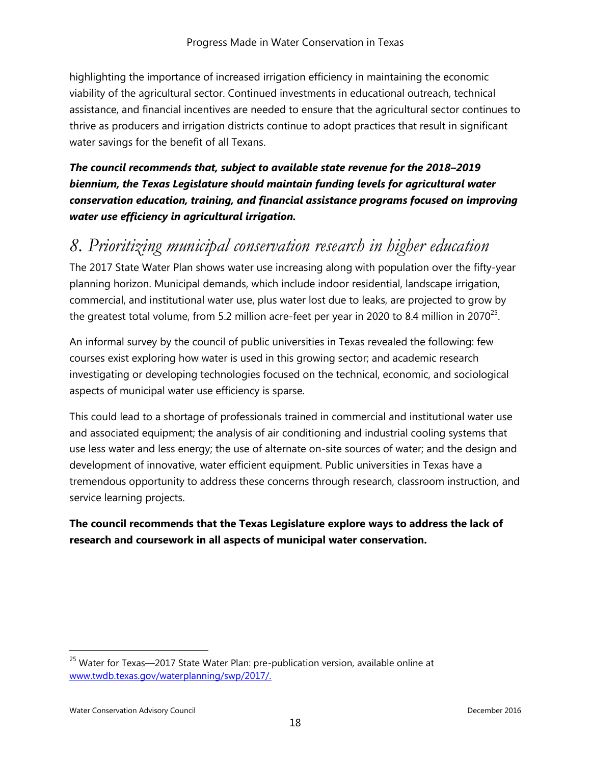highlighting the importance of increased irrigation efficiency in maintaining the economic viability of the agricultural sector. Continued investments in educational outreach, technical assistance, and financial incentives are needed to ensure that the agricultural sector continues to thrive as producers and irrigation districts continue to adopt practices that result in significant water savings for the benefit of all Texans.

***The council recommends that, subject to available state revenue for the 2018–2019 biennium, the Texas Legislature should maintain funding levels for agricultural water conservation education, training, and financial assistance programs focused on improving water use efficiency in agricultural irrigation.***

## 8. Prioritizing municipal conservation research in higher education

The 2017 State Water Plan shows water use increasing along with population over the fifty-year planning horizon. Municipal demands, which include indoor residential, landscape irrigation, commercial, and institutional water use, plus water lost due to leaks, are projected to grow by the greatest total volume, from 5.2 million acre-feet per year in 2020 to 8.4 million in 2070[25].

An informal survey by the council of public universities in Texas revealed the following: few courses exist exploring how water is used in this growing sector; and academic research investigating or developing technologies focused on the technical, economic, and sociological aspects of municipal water use efficiency is sparse.

This could lead to a shortage of professionals trained in commercial and institutional water use and associated equipment; the analysis of air conditioning and industrial cooling systems that use less water and less energy; the use of alternate on-site sources of water; and the design and development of innovative, water efficient equipment. Public universities in Texas have a tremendous opportunity to address these concerns through research, classroom instruction, and service learning projects.

**The council recommends that the Texas Legislature explore ways to address the lack of research and coursework in all aspects of municipal water conservation.**

---

[25] Water for Texas—2017 State Water Plan: pre-publication version, available online at www.twdb.texas.gov/waterplanning/swp/2017/.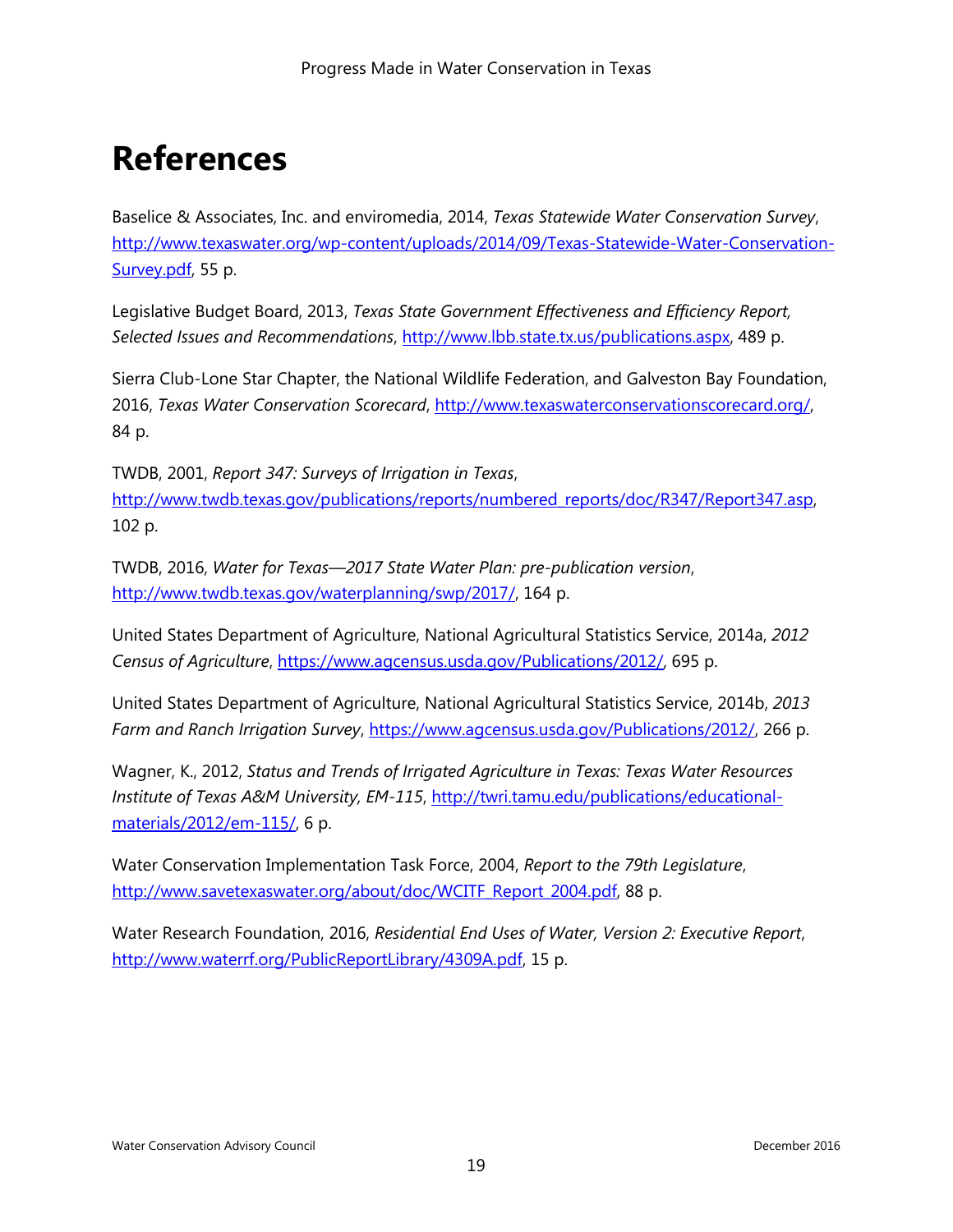# References

Baselice & Associates, Inc. and enviromedia, 2014, *Texas Statewide Water Conservation Survey*, http://www.texaswater.org/wp-content/uploads/2014/09/Texas-Statewide-Water-Conservation-Survey.pdf, 55 p.

Legislative Budget Board, 2013, *Texas State Government Effectiveness and Efficiency Report, Selected Issues and Recommendations*, http://www.lbb.state.tx.us/publications.aspx, 489 p.

Sierra Club-Lone Star Chapter, the National Wildlife Federation, and Galveston Bay Foundation, 2016, *Texas Water Conservation Scorecard*, http://www.texaswaterconservationscorecard.org/, 84 p.

TWDB, 2001, *Report 347: Surveys of Irrigation in Texas*, http://www.twdb.texas.gov/publications/reports/numbered_reports/doc/R347/Report347.asp, 102 p.

TWDB, 2016, *Water for Texas—2017 State Water Plan: pre-publication version*, http://www.twdb.texas.gov/waterplanning/swp/2017/, 164 p.

United States Department of Agriculture, National Agricultural Statistics Service, 2014a, *2012 Census of Agriculture*, https://www.agcensus.usda.gov/Publications/2012/, 695 p.

United States Department of Agriculture, National Agricultural Statistics Service, 2014b, *2013 Farm and Ranch Irrigation Survey*, https://www.agcensus.usda.gov/Publications/2012/, 266 p.

Wagner, K., 2012, *Status and Trends of Irrigated Agriculture in Texas: Texas Water Resources Institute of Texas A&M University, EM-115*, http://twri.tamu.edu/publications/educational-materials/2012/em-115/, 6 p.

Water Conservation Implementation Task Force, 2004, *Report to the 79th Legislature*, http://www.savetexaswater.org/about/doc/WCITF_Report_2004.pdf, 88 p.

Water Research Foundation, 2016, *Residential End Uses of Water, Version 2: Executive Report*, http://www.waterrf.org/PublicReportLibrary/4309A.pdf, 15 p.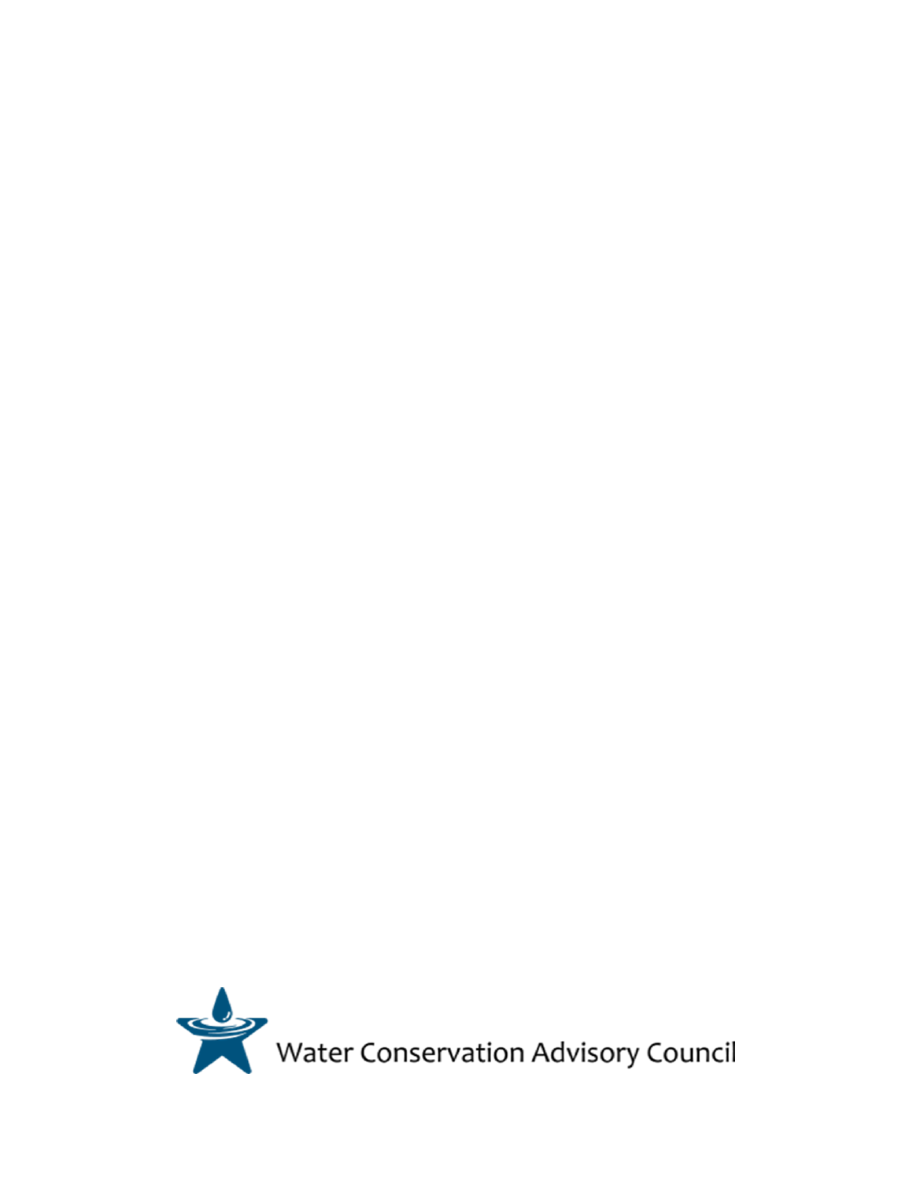Water Conservation Advisory Council